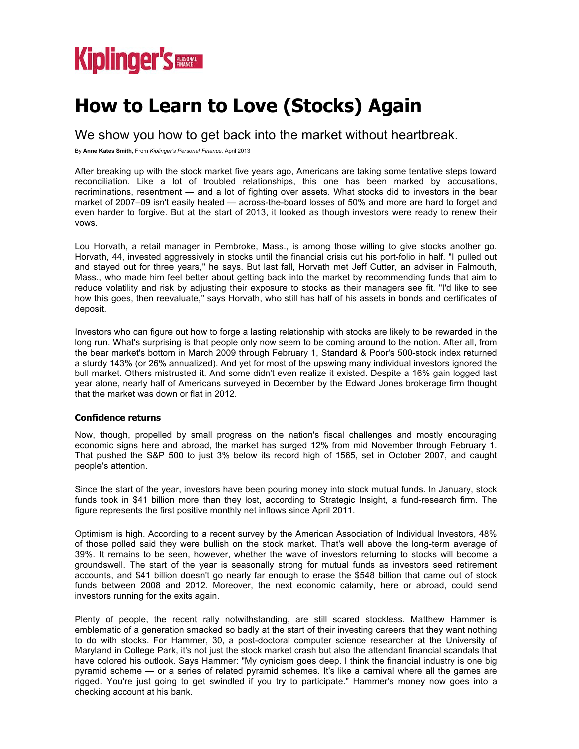Kipling'er's PERSONAL FINANCE

# How to Learn to Love (Stocks) Again

## We show you how to get back into the market without heartbreak.

By **Anne Kates Smith**, From *Kiplinger's Personal Finance,* April 2013

After breaking up with the stock market five years ago, Americans are taking some tentative steps toward reconciliation. Like a lot of troubled relationships, this one has been marked by accusations, recriminations, resentment — and a lot of fighting over assets. What stocks did to investors in the bear market of 2007–09 isn't easily healed — across-the-board losses of 50% and more are hard to forget and even harder to forgive. But at the start of 2013, it looked as though investors were ready to renew their vows.

Lou Horvath, a retail manager in Pembroke, Mass., is among those willing to give stocks another go. Horvath, 44, invested aggressively in stocks until the financial crisis cut his port-folio in half. "I pulled out and stayed out for three years," he says. But last fall, Horvath met Jeff Cutter, an adviser in Falmouth, Mass., who made him feel better about getting back into the market by recommending funds that aim to reduce volatility and risk by adjusting their exposure to stocks as their managers see fit. "I'd like to see how this goes, then reevaluate," says Horvath, who still has half of his assets in bonds and certificates of deposit.

Investors who can figure out how to forge a lasting relationship with stocks are likely to be rewarded in the long run. What's surprising is that people only now seem to be coming around to the notion. After all, from the bear market's bottom in March 2009 through February 1, Standard & Poor's 500-stock index returned a sturdy 143% (or 26% annualized). And yet for most of the upswing many individual investors ignored the bull market. Others mistrusted it. And some didn't even realize it existed. Despite a 16% gain logged last year alone, nearly half of Americans surveyed in December by the Edward Jones brokerage firm thought that the market was down or flat in 2012.

### Confidence returns

Now, though, propelled by small progress on the nation's fiscal challenges and mostly encouraging economic signs here and abroad, the market has surged 12% from mid November through February 1. That pushed the S&P 500 to just 3% below its record high of 1565, set in October 2007, and caught people's attention.

Since the start of the year, investors have been pouring money into stock mutual funds. In January, stock funds took in $41 billion more than they lost, according to Strategic Insight, a fund-research firm. The figure represents the first positive monthly net inflows since April 2011.

Optimism is high. According to a recent survey by the American Association of Individual Investors, 48% of those polled said they were bullish on the stock market. That's well above the long-term average of 39%. It remains to be seen, however, whether the wave of investors returning to stocks will become a groundswell. The start of the year is seasonally strong for mutual funds as investors seed retirement accounts, and $41 billion doesn't go nearly far enough to erase the $548 billion that came out of stock funds between 2008 and 2012. Moreover, the next economic calamity, here or abroad, could send investors running for the exits again.

Plenty of people, the recent rally notwithstanding, are still scared stockless. Matthew Hammer is emblematic of a generation smacked so badly at the start of their investing careers that they want nothing to do with stocks. For Hammer, 30, a post-doctoral computer science researcher at the University of Maryland in College Park, it's not just the stock market crash but also the attendant financial scandals that have colored his outlook. Says Hammer: "My cynicism goes deep. I think the financial industry is one big pyramid scheme — or a series of related pyramid schemes. It's like a carnival where all the games are rigged. You're just going to get swindled if you try to participate." Hammer's money now goes into a checking account at his bank.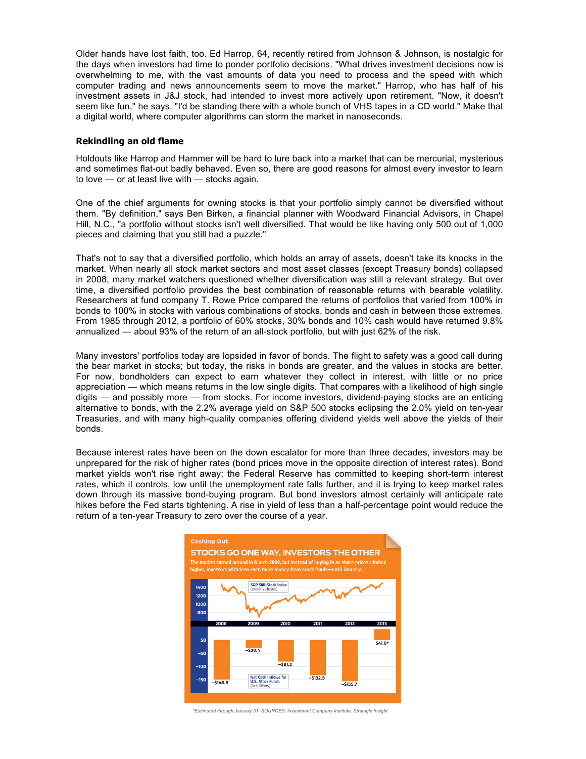Older hands have lost faith, too. Ed Harrop, 64, recently retired from Johnson & Johnson, is nostalgic for the days when investors had time to ponder portfolio decisions. "What drives investment decisions now is overwhelming to me, with the vast amounts of data you need to process and the speed with which computer trading and news announcements seem to move the market." Harrop, who has half of his investment assets in J&J stock, had intended to invest more actively upon retirement. "Now, it doesn't seem like fun," he says. "I'd be standing there with a whole bunch of VHS tapes in a CD world." Make that a digital world, where computer algorithms can storm the market in nanoseconds.

### Rekindling an old flame

Holdouts like Harrop and Hammer will be hard to lure back into a market that can be mercurial, mysterious and sometimes flat-out badly behaved. Even so, there are good reasons for almost every investor to learn to love — or at least live with — stocks again.

One of the chief arguments for owning stocks is that your portfolio simply cannot be diversified without them. "By definition," says Ben Birken, a financial planner with Woodward Financial Advisors, in Chapel Hill, N.C., "a portfolio without stocks isn't well diversified. That would be like having only 500 out of 1,000 pieces and claiming that you still had a puzzle."

That's not to say that a diversified portfolio, which holds an array of assets, doesn't take its knocks in the market. When nearly all stock market sectors and most asset classes (except Treasury bonds) collapsed in 2008, many market watchers questioned whether diversification was still a relevant strategy. But over time, a diversified portfolio provides the best combination of reasonable returns with bearable volatility. Researchers at fund company T. Rowe Price compared the returns of portfolios that varied from 100% in bonds to 100% in stocks with various combinations of stocks, bonds and cash in between those extremes. From 1985 through 2012, a portfolio of 60% stocks, 30% bonds and 10% cash would have returned 9.8% annualized — about 93% of the return of an all-stock portfolio, but with just 62% of the risk.

Many investors' portfolios today are lopsided in favor of bonds. The flight to safety was a good call during the bear market in stocks; but today, the risks in bonds are greater, and the values in stocks are better. For now, bondholders can expect to earn whatever they collect in interest, with little or no price appreciation — which means returns in the low single digits. That compares with a likelihood of high single digits — and possibly more — from stocks. For income investors, dividend-paying stocks are an enticing alternative to bonds, with the 2.2% average yield on S&P 500 stocks eclipsing the 2.0% yield on ten-year Treasuries, and with many high-quality companies offering dividend yields well above the yields of their bonds.

Because interest rates have been on the down escalator for more than three decades, investors may be unprepared for the risk of higher rates (bond prices move in the opposite direction of interest rates). Bond market yields won't rise right away; the Federal Reserve has committed to keeping short-term interest rates, which it controls, low until the unemployment rate falls further, and it is trying to keep market rates down through its massive bond-buying program. But bond investors almost certainly will anticipate rate hikes before the Fed starts tightening. A rise in yield of less than a half-percentage point would reduce the return of a ten-year Treasury to zero over the course of a year.

**Cashing Out**

**STOCKS GO ONE WAY, INVESTORS THE OTHER**

The market turned around in March 2009, but instead of buying in as share prices climbed higher, investors withdrew even more money from stock funds—until January.

S&P 500-Stock Index (weekly closes)

Net Cash Inflows for U.S. Stock Funds (in billions)

| Year | Net Cash Inflows |
| --- | --- |
| 2008 | –$148.8 |
| 2009 | –$29.4 |
| 2010 | –$81.2 |
| 2011 | –$132.5 |
| 2012 | –$155.7 |
| 2013 | $41.0* |

*Estimated through January 31. SOURCES: Investment Company Institute, Strategic Insight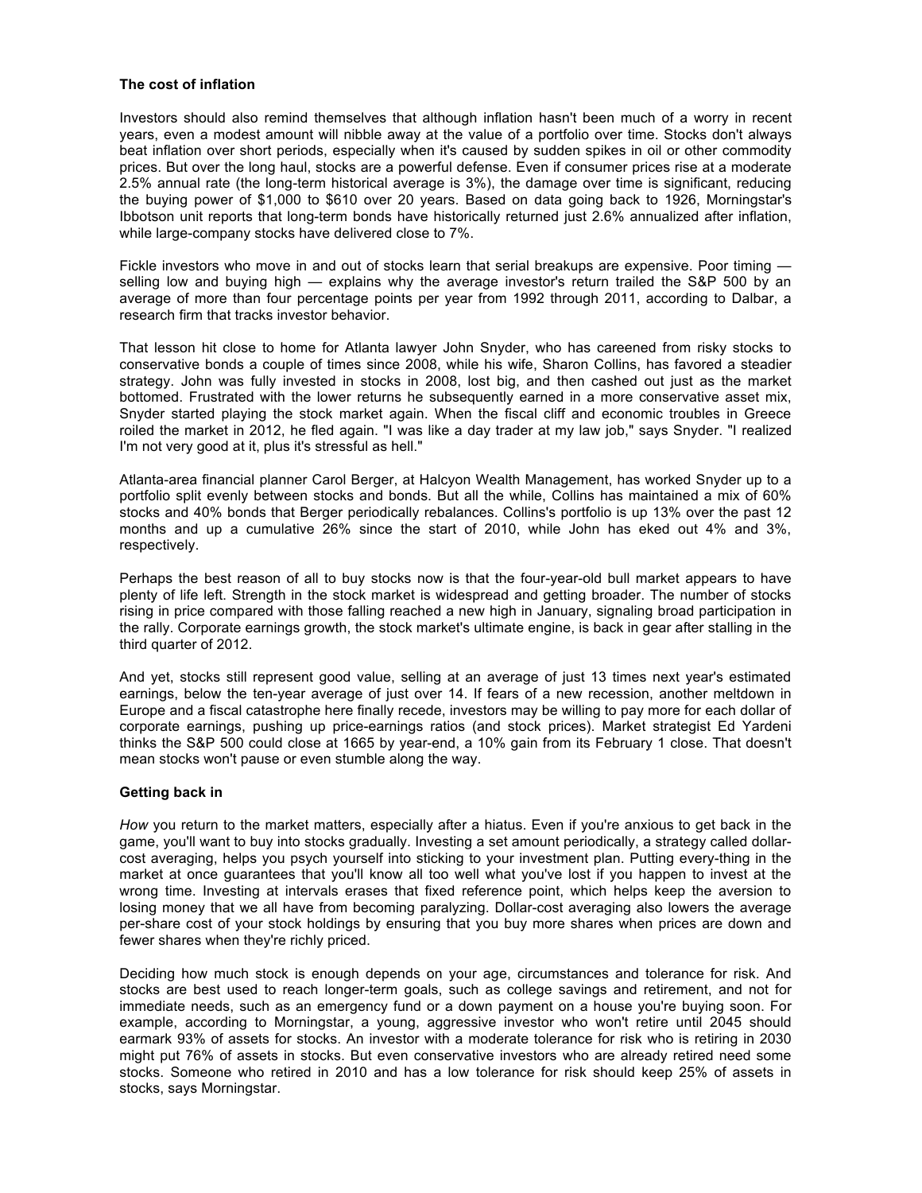**The cost of inflation**

Investors should also remind themselves that although inflation hasn't been much of a worry in recent years, even a modest amount will nibble away at the value of a portfolio over time. Stocks don't always beat inflation over short periods, especially when it's caused by sudden spikes in oil or other commodity prices. But over the long haul, stocks are a powerful defense. Even if consumer prices rise at a moderate 2.5% annual rate (the long-term historical average is 3%), the damage over time is significant, reducing the buying power of $1,000 to $610 over 20 years. Based on data going back to 1926, Morningstar's Ibbotson unit reports that long-term bonds have historically returned just 2.6% annualized after inflation, while large-company stocks have delivered close to 7%.

Fickle investors who move in and out of stocks learn that serial breakups are expensive. Poor timing — selling low and buying high — explains why the average investor's return trailed the S&P 500 by an average of more than four percentage points per year from 1992 through 2011, according to Dalbar, a research firm that tracks investor behavior.

That lesson hit close to home for Atlanta lawyer John Snyder, who has careened from risky stocks to conservative bonds a couple of times since 2008, while his wife, Sharon Collins, has favored a steadier strategy. John was fully invested in stocks in 2008, lost big, and then cashed out just as the market bottomed. Frustrated with the lower returns he subsequently earned in a more conservative asset mix, Snyder started playing the stock market again. When the fiscal cliff and economic troubles in Greece roiled the market in 2012, he fled again. "I was like a day trader at my law job," says Snyder. "I realized I'm not very good at it, plus it's stressful as hell."

Atlanta-area financial planner Carol Berger, at Halcyon Wealth Management, has worked Snyder up to a portfolio split evenly between stocks and bonds. But all the while, Collins has maintained a mix of 60% stocks and 40% bonds that Berger periodically rebalances. Collins's portfolio is up 13% over the past 12 months and up a cumulative 26% since the start of 2010, while John has eked out 4% and 3%, respectively.

Perhaps the best reason of all to buy stocks now is that the four-year-old bull market appears to have plenty of life left. Strength in the stock market is widespread and getting broader. The number of stocks rising in price compared with those falling reached a new high in January, signaling broad participation in the rally. Corporate earnings growth, the stock market's ultimate engine, is back in gear after stalling in the third quarter of 2012.

And yet, stocks still represent good value, selling at an average of just 13 times next year's estimated earnings, below the ten-year average of just over 14. If fears of a new recession, another meltdown in Europe and a fiscal catastrophe here finally recede, investors may be willing to pay more for each dollar of corporate earnings, pushing up price-earnings ratios (and stock prices). Market strategist Ed Yardeni thinks the S&P 500 could close at 1665 by year-end, a 10% gain from its February 1 close. That doesn't mean stocks won't pause or even stumble along the way.

**Getting back in**

*How* you return to the market matters, especially after a hiatus. Even if you're anxious to get back in the game, you'll want to buy into stocks gradually. Investing a set amount periodically, a strategy called dollar-cost averaging, helps you psych yourself into sticking to your investment plan. Putting every-thing in the market at once guarantees that you'll know all too well what you've lost if you happen to invest at the wrong time. Investing at intervals erases that fixed reference point, which helps keep the aversion to losing money that we all have from becoming paralyzing. Dollar-cost averaging also lowers the average per-share cost of your stock holdings by ensuring that you buy more shares when prices are down and fewer shares when they're richly priced.

Deciding how much stock is enough depends on your age, circumstances and tolerance for risk. And stocks are best used to reach longer-term goals, such as college savings and retirement, and not for immediate needs, such as an emergency fund or a down payment on a house you're buying soon. For example, according to Morningstar, a young, aggressive investor who won't retire until 2045 should earmark 93% of assets for stocks. An investor with a moderate tolerance for risk who is retiring in 2030 might put 76% of assets in stocks. But even conservative investors who are already retired need some stocks. Someone who retired in 2010 and has a low tolerance for risk should keep 25% of assets in stocks, says Morningstar.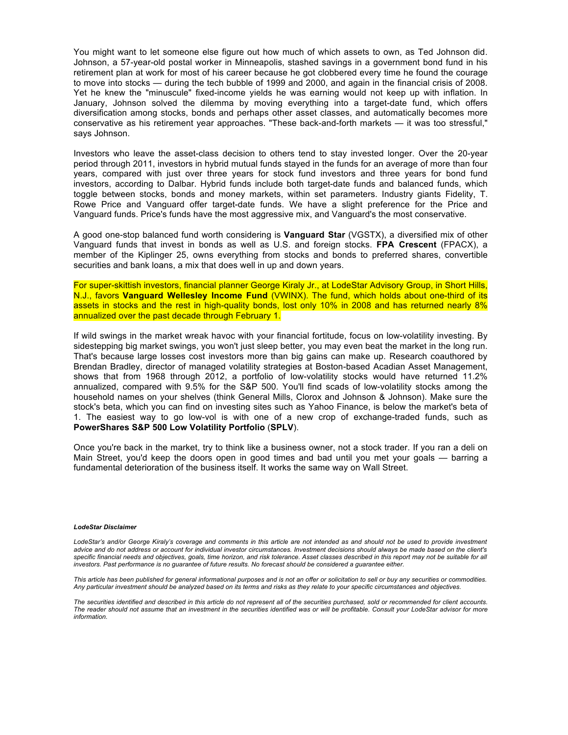You might want to let someone else figure out how much of which assets to own, as Ted Johnson did. Johnson, a 57-year-old postal worker in Minneapolis, stashed savings in a government bond fund in his retirement plan at work for most of his career because he got clobbered every time he found the courage to move into stocks — during the tech bubble of 1999 and 2000, and again in the financial crisis of 2008. Yet he knew the "minuscule" fixed-income yields he was earning would not keep up with inflation. In January, Johnson solved the dilemma by moving everything into a target-date fund, which offers diversification among stocks, bonds and perhaps other asset classes, and automatically becomes more conservative as his retirement year approaches. "These back-and-forth markets — it was too stressful," says Johnson.

Investors who leave the asset-class decision to others tend to stay invested longer. Over the 20-year period through 2011, investors in hybrid mutual funds stayed in the funds for an average of more than four years, compared with just over three years for stock fund investors and three years for bond fund investors, according to Dalbar. Hybrid funds include both target-date funds and balanced funds, which toggle between stocks, bonds and money markets, within set parameters. Industry giants Fidelity, T. Rowe Price and Vanguard offer target-date funds. We have a slight preference for the Price and Vanguard funds. Price's funds have the most aggressive mix, and Vanguard's the most conservative.

A good one-stop balanced fund worth considering is **Vanguard Star** (VGSTX), a diversified mix of other Vanguard funds that invest in bonds as well as U.S. and foreign stocks. **FPA Crescent** (FPACX), a member of the Kiplinger 25, owns everything from stocks and bonds to preferred shares, convertible securities and bank loans, a mix that does well in up and down years.

For super-skittish investors, financial planner George Kiraly Jr., at LodeStar Advisory Group, in Short Hills, N.J., favors **Vanguard Wellesley Income Fund** (VWINX). The fund, which holds about one-third of its assets in stocks and the rest in high-quality bonds, lost only 10% in 2008 and has returned nearly 8% annualized over the past decade through February 1.

If wild swings in the market wreak havoc with your financial fortitude, focus on low-volatility investing. By sidestepping big market swings, you won't just sleep better, you may even beat the market in the long run. That's because large losses cost investors more than big gains can make up. Research coauthored by Brendan Bradley, director of managed volatility strategies at Boston-based Acadian Asset Management, shows that from 1968 through 2012, a portfolio of low-volatility stocks would have returned 11.2% annualized, compared with 9.5% for the S&P 500. You'll find scads of low-volatility stocks among the household names on your shelves (think General Mills, Clorox and Johnson & Johnson). Make sure the stock's beta, which you can find on investing sites such as Yahoo Finance, is below the market's beta of 1. The easiest way to go low-vol is with one of a new crop of exchange-traded funds, such as **PowerShares S&P 500 Low Volatility Portfolio** (**SPLV**).

Once you're back in the market, try to think like a business owner, not a stock trader. If you ran a deli on Main Street, you'd keep the doors open in good times and bad until you met your goals — barring a fundamental deterioration of the business itself. It works the same way on Wall Street.

***LodeStar Disclaimer***

*LodeStar's and/or George Kiraly's coverage and comments in this article are not intended as and should not be used to provide investment advice and do not address or account for individual investor circumstances. Investment decisions should always be made based on the client's specific financial needs and objectives, goals, time horizon, and risk tolerance. Asset classes described in this report may not be suitable for all investors. Past performance is no guarantee of future results. No forecast should be considered a guarantee either.*

*This article has been published for general informational purposes and is not an offer or solicitation to sell or buy any securities or commodities. Any particular investment should be analyzed based on its terms and risks as they relate to your specific circumstances and objectives.*

*The securities identified and described in this article do not represent all of the securities purchased, sold or recommended for client accounts. The reader should not assume that an investment in the securities identified was or will be profitable. Consult your LodeStar advisor for more information.*